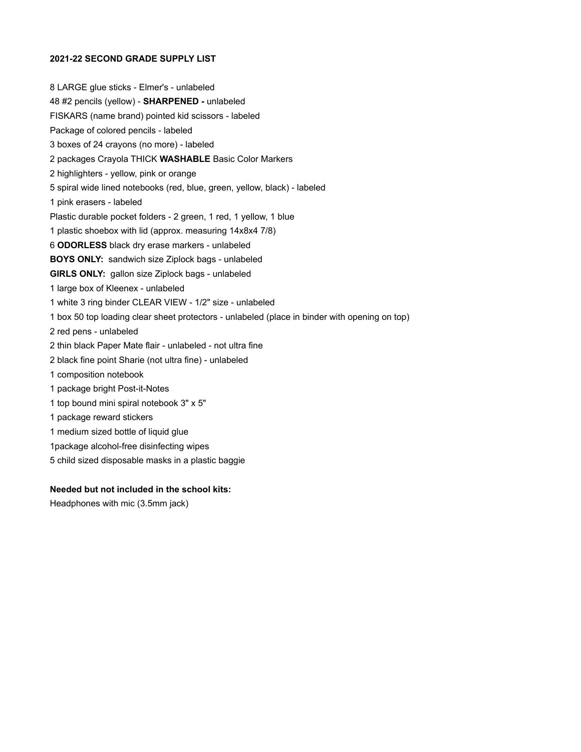**2021-22 SECOND GRADE SUPPLY LIST**

8 LARGE glue sticks - Elmer's - unlabeled

48 #2 pencils (yellow) - **SHARPENED -** unlabeled

FISKARS (name brand) pointed kid scissors - labeled

Package of colored pencils - labeled

3 boxes of 24 crayons (no more) - labeled

2 packages Crayola THICK **WASHABLE** Basic Color Markers

2 highlighters - yellow, pink or orange

5 spiral wide lined notebooks (red, blue, green, yellow, black) - labeled

1 pink erasers - labeled

Plastic durable pocket folders - 2 green, 1 red, 1 yellow, 1 blue

1 plastic shoebox with lid (approx. measuring 14x8x4 7/8)

6 **ODORLESS** black dry erase markers - unlabeled

**BOYS ONLY:** sandwich size Ziplock bags - unlabeled

**GIRLS ONLY:** gallon size Ziplock bags - unlabeled

1 large box of Kleenex - unlabeled

1 white 3 ring binder CLEAR VIEW - 1/2" size - unlabeled

1 box 50 top loading clear sheet protectors - unlabeled (place in binder with opening on top)

2 red pens - unlabeled

2 thin black Paper Mate flair - unlabeled - not ultra fine

2 black fine point Sharie (not ultra fine) - unlabeled

1 composition notebook

1 package bright Post-it-Notes

1 top bound mini spiral notebook 3" x 5"

1 package reward stickers

1 medium sized bottle of liquid glue

1package alcohol-free disinfecting wipes

5 child sized disposable masks in a plastic baggie

**Needed but not included in the school kits:**

Headphones with mic (3.5mm jack)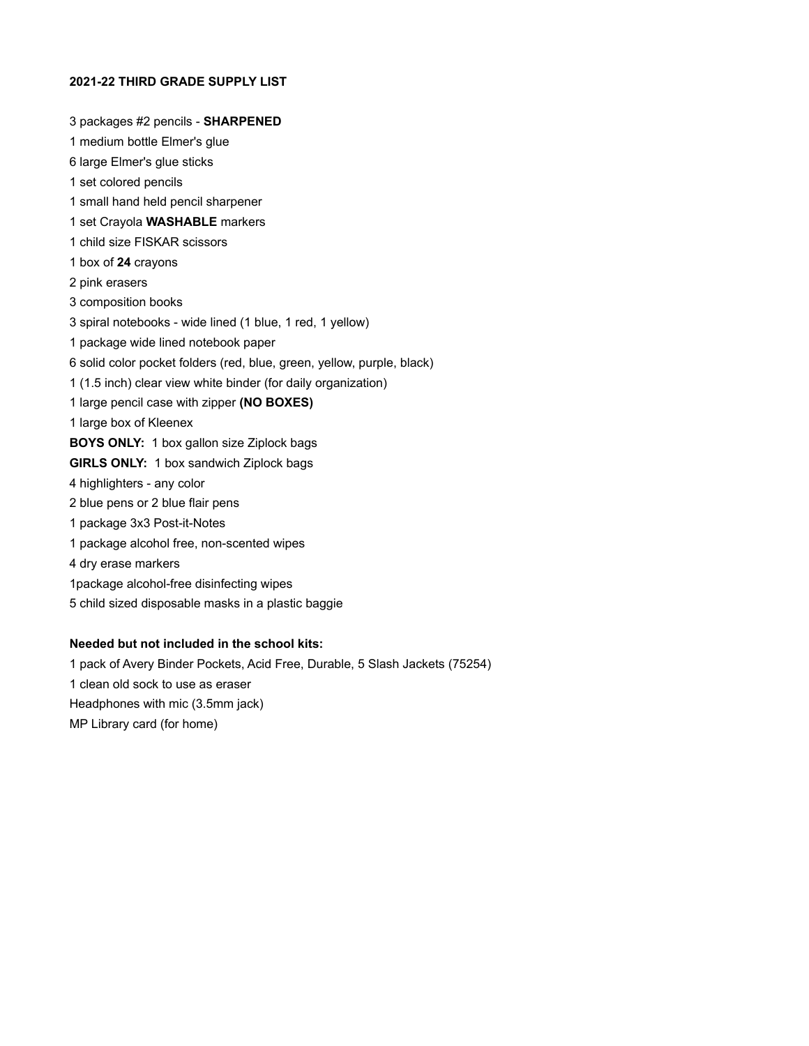**2021-22 THIRD GRADE SUPPLY LIST**

3 packages #2 pencils - **SHARPENED**
1 medium bottle Elmer's glue
6 large Elmer's glue sticks
1 set colored pencils
1 small hand held pencil sharpener
1 set Crayola **WASHABLE** markers
1 child size FISKAR scissors
1 box of **24** crayons
2 pink erasers
3 composition books
3 spiral notebooks - wide lined (1 blue, 1 red, 1 yellow)
1 package wide lined notebook paper
6 solid color pocket folders (red, blue, green, yellow, purple, black)
1 (1.5 inch) clear view white binder (for daily organization)
1 large pencil case with zipper **(NO BOXES)**
1 large box of Kleenex
**BOYS ONLY:** 1 box gallon size Ziplock bags
**GIRLS ONLY:** 1 box sandwich Ziplock bags
4 highlighters - any color
2 blue pens or 2 blue flair pens
1 package 3x3 Post-it-Notes
1 package alcohol free, non-scented wipes
4 dry erase markers
1package alcohol-free disinfecting wipes
5 child sized disposable masks in a plastic baggie

**Needed but not included in the school kits:**
1 pack of Avery Binder Pockets, Acid Free, Durable, 5 Slash Jackets (75254)
1 clean old sock to use as eraser
Headphones with mic (3.5mm jack)
MP Library card (for home)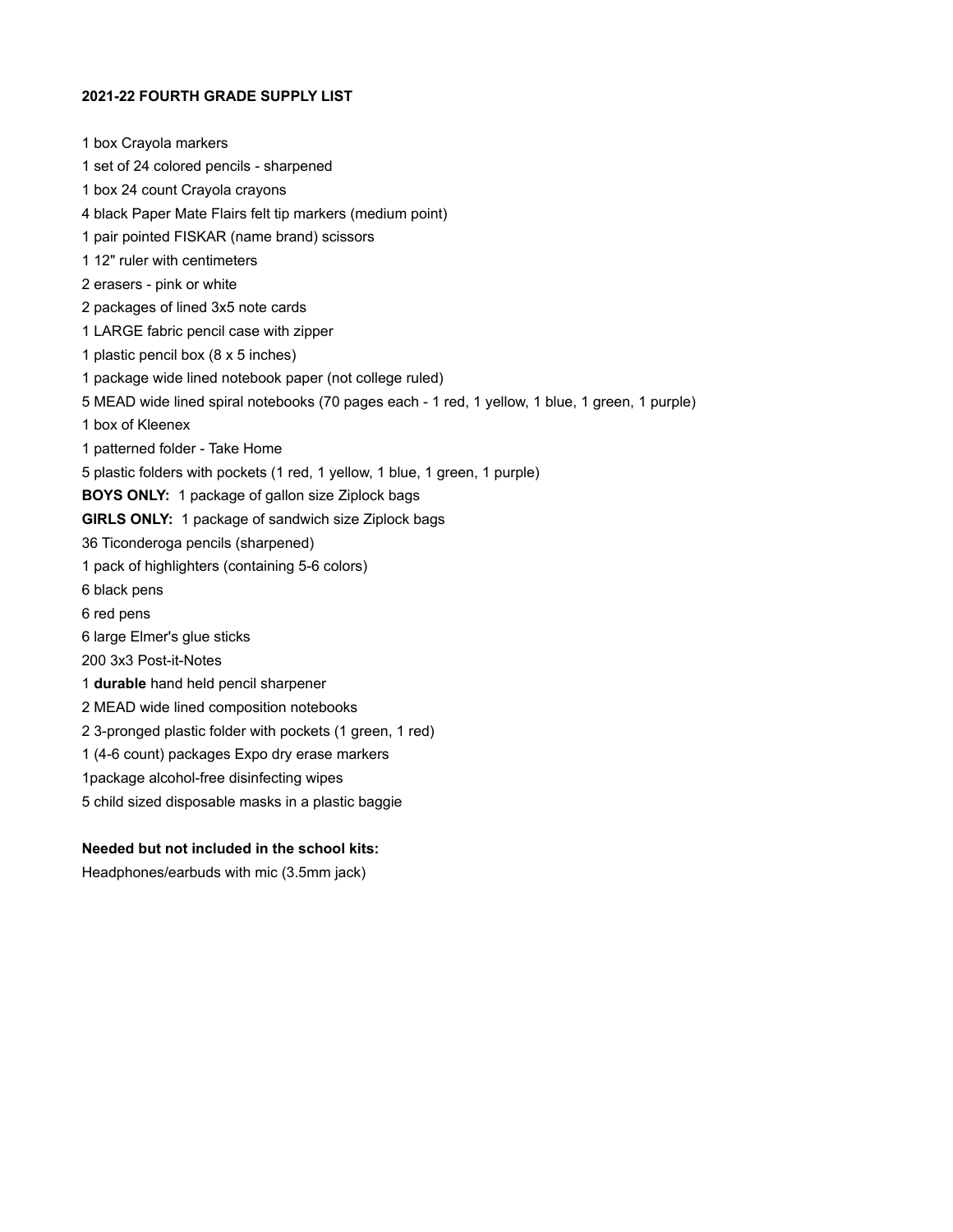**2021-22 FOURTH GRADE SUPPLY LIST**

1 box Crayola markers
1 set of 24 colored pencils - sharpened
1 box 24 count Crayola crayons
4 black Paper Mate Flairs felt tip markers (medium point)
1 pair pointed FISKAR (name brand) scissors
1 12" ruler with centimeters
2 erasers - pink or white
2 packages of lined 3x5 note cards
1 LARGE fabric pencil case with zipper
1 plastic pencil box (8 x 5 inches)
1 package wide lined notebook paper (not college ruled)
5 MEAD wide lined spiral notebooks (70 pages each - 1 red, 1 yellow, 1 blue, 1 green, 1 purple)
1 box of Kleenex
1 patterned folder - Take Home
5 plastic folders with pockets (1 red, 1 yellow, 1 blue, 1 green, 1 purple)
**BOYS ONLY:** 1 package of gallon size Ziplock bags
**GIRLS ONLY:** 1 package of sandwich size Ziplock bags
36 Ticonderoga pencils (sharpened)
1 pack of highlighters (containing 5-6 colors)
6 black pens
6 red pens
6 large Elmer's glue sticks
200 3x3 Post-it-Notes
1 **durable** hand held pencil sharpener
2 MEAD wide lined composition notebooks
2 3-pronged plastic folder with pockets (1 green, 1 red)
1 (4-6 count) packages Expo dry erase markers
1package alcohol-free disinfecting wipes
5 child sized disposable masks in a plastic baggie

**Needed but not included in the school kits:**
Headphones/earbuds with mic (3.5mm jack)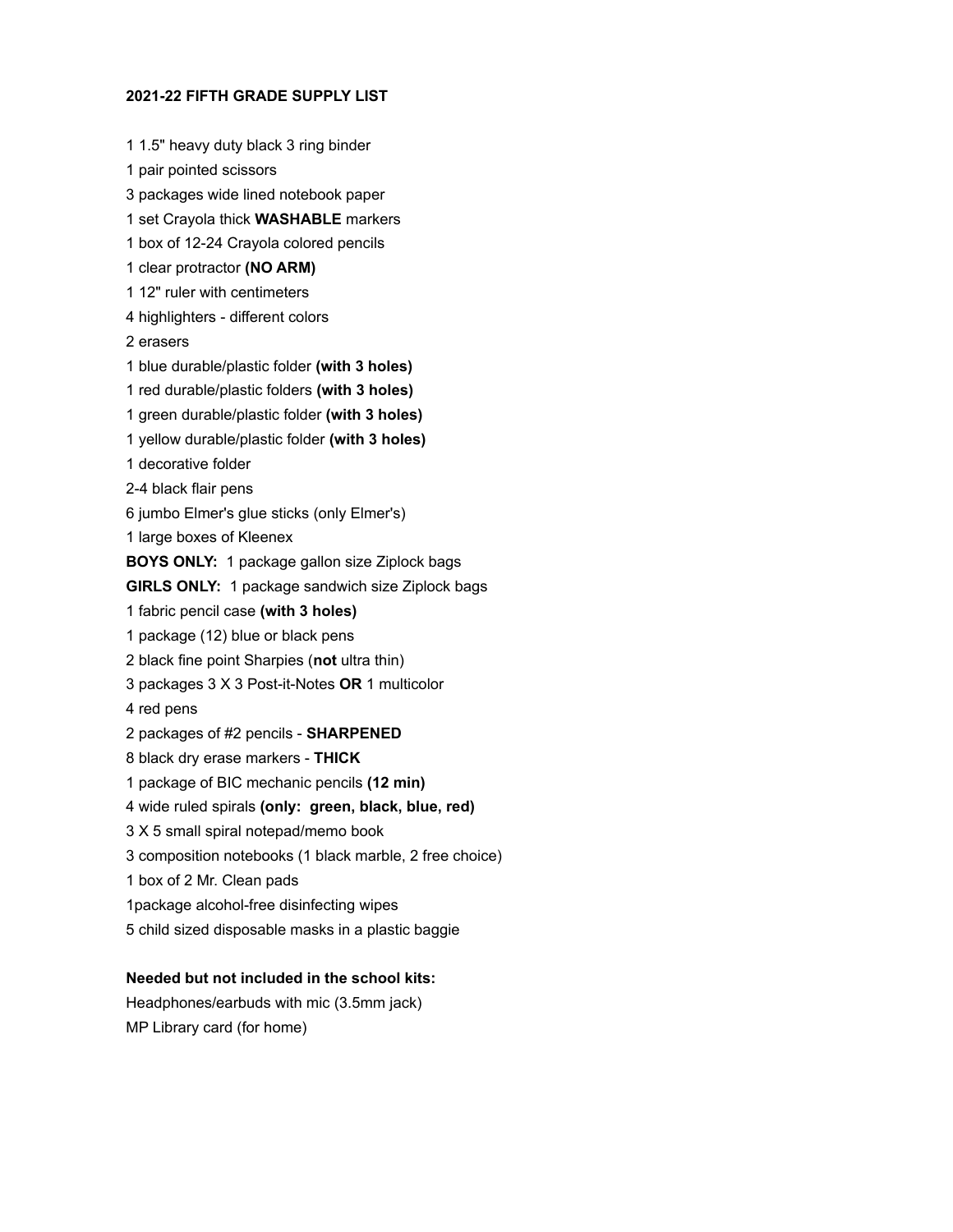**2021-22 FIFTH GRADE SUPPLY LIST**

1 1.5" heavy duty black 3 ring binder

1 pair pointed scissors

3 packages wide lined notebook paper

1 set Crayola thick **WASHABLE** markers

1 box of 12-24 Crayola colored pencils

1 clear protractor **(NO ARM)**

1 12" ruler with centimeters

4 highlighters - different colors

2 erasers

1 blue durable/plastic folder **(with 3 holes)**

1 red durable/plastic folders **(with 3 holes)**

1 green durable/plastic folder **(with 3 holes)**

1 yellow durable/plastic folder **(with 3 holes)**

1 decorative folder

2-4 black flair pens

6 jumbo Elmer's glue sticks (only Elmer's)

1 large boxes of Kleenex

**BOYS ONLY:** 1 package gallon size Ziplock bags

**GIRLS ONLY:** 1 package sandwich size Ziplock bags

1 fabric pencil case **(with 3 holes)**

1 package (12) blue or black pens

2 black fine point Sharpies (**not** ultra thin)

3 packages 3 X 3 Post-it-Notes **OR** 1 multicolor

4 red pens

2 packages of #2 pencils - **SHARPENED**

8 black dry erase markers - **THICK**

1 package of BIC mechanic pencils **(12 min)**

4 wide ruled spirals **(only: green, black, blue, red)**

3 X 5 small spiral notepad/memo book

3 composition notebooks (1 black marble, 2 free choice)

1 box of 2 Mr. Clean pads

1package alcohol-free disinfecting wipes

5 child sized disposable masks in a plastic baggie

**Needed but not included in the school kits:**

Headphones/earbuds with mic (3.5mm jack)

MP Library card (for home)